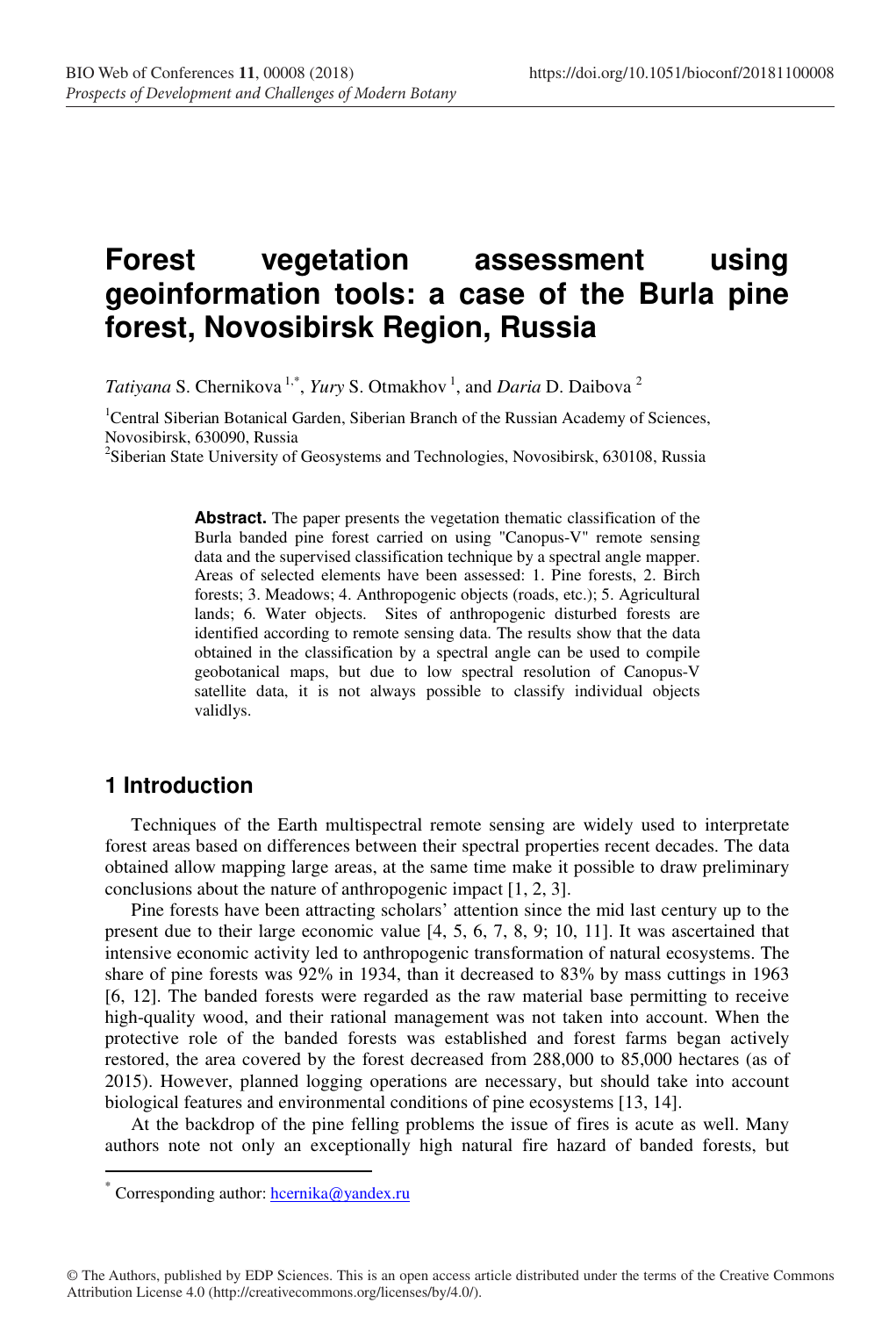# Forest vegetation assessment using geoinformation tools: a case of the Burla pine forest, Novosibirsk Region, Russia

*Tatiyana* S. Chernikova [1,*], *Yury* S. Otmakhov [1], and *Daria* D. Daibova [2]

[1]Central Siberian Botanical Garden, Siberian Branch of the Russian Academy of Sciences, Novosibirsk, 630090, Russia

[2]Siberian State University of Geosystems and Technologies, Novosibirsk, 630108, Russia

**Abstract.** The paper presents the vegetation thematic classification of the Burla banded pine forest carried on using "Canopus-V" remote sensing data and the supervised classification technique by a spectral angle mapper. Areas of selected elements have been assessed: 1. Pine forests, 2. Birch forests; 3. Meadows; 4. Anthropogenic objects (roads, etc.); 5. Agricultural lands; 6. Water objects. Sites of anthropogenic disturbed forests are identified according to remote sensing data. The results show that the data obtained in the classification by a spectral angle can be used to compile geobotanical maps, but due to low spectral resolution of Canopus-V satellite data, it is not always possible to classify individual objects validlys.

## 1 Introduction

Techniques of the Earth multispectral remote sensing are widely used to interpretate forest areas based on differences between their spectral properties recent decades. The data obtained allow mapping large areas, at the same time make it possible to draw preliminary conclusions about the nature of anthropogenic impact [1, 2, 3].

Pine forests have been attracting scholars' attention since the mid last century up to the present due to their large economic value [4, 5, 6, 7, 8, 9; 10, 11]. It was ascertained that intensive economic activity led to anthropogenic transformation of natural ecosystems. The share of pine forests was 92% in 1934, than it decreased to 83% by mass cuttings in 1963 [6, 12]. The banded forests were regarded as the raw material base permitting to receive high-quality wood, and their rational management was not taken into account. When the protective role of the banded forests was established and forest farms began actively restored, the area covered by the forest decreased from 288,000 to 85,000 hectares (as of 2015). However, planned logging operations are necessary, but should take into account biological features and environmental conditions of pine ecosystems [13, 14].

At the backdrop of the pine felling problems the issue of fires is acute as well. Many authors note not only an exceptionally high natural fire hazard of banded forests, but

* Corresponding author: hcernika@yandex.ru

© The Authors, published by EDP Sciences. This is an open access article distributed under the terms of the Creative Commons Attribution License 4.0 (http://creativecommons.org/licenses/by/4.0/).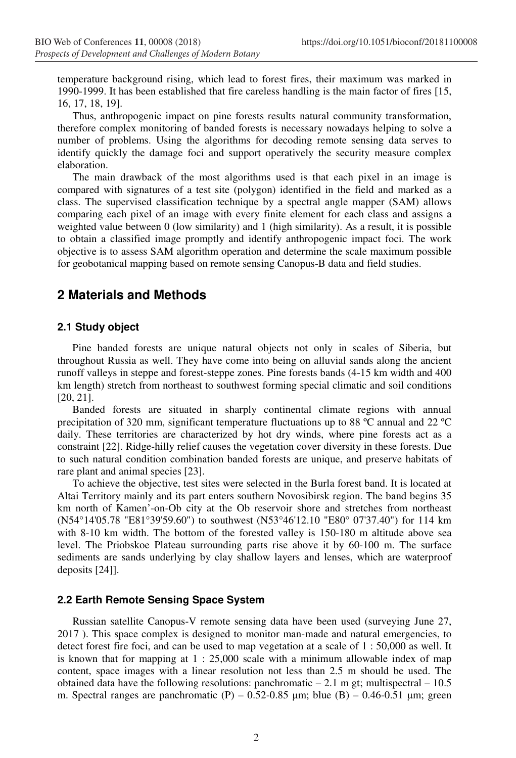temperature background rising, which lead to forest fires, their maximum was marked in 1990-1999. It has been established that fire careless handling is the main factor of fires [15, 16, 17, 18, 19].

Thus, anthropogenic impact on pine forests results natural community transformation, therefore complex monitoring of banded forests is necessary nowadays helping to solve a number of problems. Using the algorithms for decoding remote sensing data serves to identify quickly the damage foci and support operatively the security measure complex elaboration.

The main drawback of the most algorithms used is that each pixel in an image is compared with signatures of a test site (polygon) identified in the field and marked as a class. The supervised classification technique by a spectral angle mapper (SAM) allows comparing each pixel of an image with every finite element for each class and assigns a weighted value between 0 (low similarity) and 1 (high similarity). As a result, it is possible to obtain a classified image promptly and identify anthropogenic impact foci. The work objective is to assess SAM algorithm operation and determine the scale maximum possible for geobotanical mapping based on remote sensing Canopus-B data and field studies.

## 2 Materials and Methods

### 2.1 Study object

Pine banded forests are unique natural objects not only in scales of Siberia, but throughout Russia as well. They have come into being on alluvial sands along the ancient runoff valleys in steppe and forest-steppe zones. Pine forests bands (4-15 km width and 400 km length) stretch from northeast to southwest forming special climatic and soil conditions [20, 21].

Banded forests are situated in sharply continental climate regions with annual precipitation of 320 mm, significant temperature fluctuations up to 88 ºC annual and 22 ºC daily. These territories are characterized by hot dry winds, where pine forests act as a constraint [22]. Ridge-hilly relief causes the vegetation cover diversity in these forests. Due to such natural condition combination banded forests are unique, and preserve habitats of rare plant and animal species [23].

To achieve the objective, test sites were selected in the Burla forest band. It is located at Altai Territory mainly and its part enters southern Novosibirsk region. The band begins 35 km north of Kamen'-on-Ob city at the Ob reservoir shore and stretches from northeast (N54°14'05.78 "E81°39'59.60") to southwest (N53°46'12.10 "E80° 07'37.40") for 114 km with 8-10 km width. The bottom of the forested valley is 150-180 m altitude above sea level. The Priobskoe Plateau surrounding parts rise above it by 60-100 m. The surface sediments are sands underlying by clay shallow layers and lenses, which are waterproof deposits [24]].

### 2.2 Earth Remote Sensing Space System

Russian satellite Canopus-V remote sensing data have been used (surveying June 27, 2017 ). This space complex is designed to monitor man-made and natural emergencies, to detect forest fire foci, and can be used to map vegetation at a scale of 1 : 50,000 as well. It is known that for mapping at 1 : 25,000 scale with a minimum allowable index of map content, space images with a linear resolution not less than 2.5 m should be used. The obtained data have the following resolutions: panchromatic – 2.1 m gt; multispectral – 10.5 m. Spectral ranges are panchromatic (P) – 0.52-0.85 μm; blue (B) – 0.46-0.51 μm; green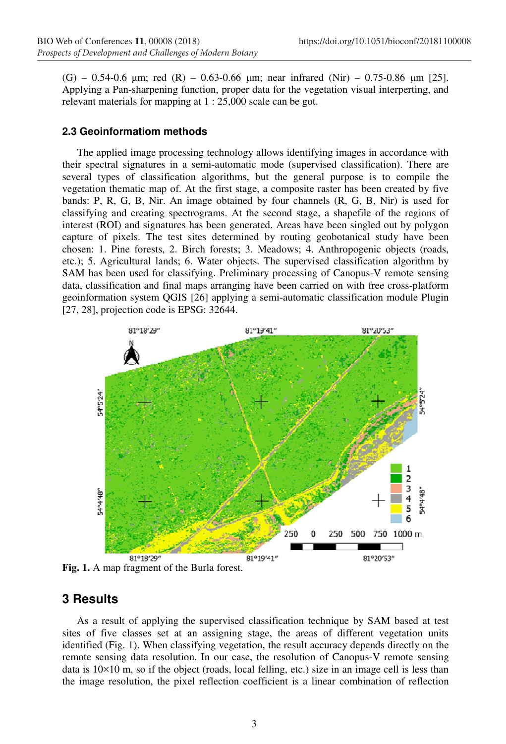(G) – 0.54-0.6 μm; red (R) – 0.63-0.66 μm; near infrared (Nir) – 0.75-0.86 μm [25]. Applying a Pan-sharpening function, proper data for the vegetation visual interperting, and relevant materials for mapping at 1 : 25,000 scale can be got.

### 2.3 Geoinformatiom methods

The applied image processing technology allows identifying images in accordance with their spectral signatures in a semi-automatic mode (supervised classification). There are several types of classification algorithms, but the general purpose is to compile the vegetation thematic map of. At the first stage, a composite raster has been created by five bands: P, R, G, B, Nir. An image obtained by four channels (R, G, B, Nir) is used for classifying and creating spectrograms. At the second stage, a shapefile of the regions of interest (ROI) and signatures has been generated. Areas have been singled out by polygon capture of pixels. The test sites determined by routing geobotanical study have been chosen: 1. Pine forests, 2. Birch forests; 3. Meadows; 4. Anthropogenic objects (roads, etc.); 5. Agricultural lands; 6. Water objects. The supervised classification algorithm by SAM has been used for classifying. Preliminary processing of Canopus-V remote sensing data, classification and final maps arranging have been carried on with free cross-platform geoinformation system QGIS [26] applying a semi-automatic classification module Plugin [27, 28], projection code is EPSG: 32644.

**Fig. 1.** A map fragment of the Burla forest.

## 3 Results

As a result of applying the supervised classification technique by SAM based at test sites of five classes set at an assigning stage, the areas of different vegetation units identified (Fig. 1). When classifying vegetation, the result accuracy depends directly on the remote sensing data resolution. In our case, the resolution of Canopus-V remote sensing data is 10×10 m, so if the object (roads, local felling, etc.) size in an image cell is less than the image resolution, the pixel reflection coefficient is a linear combination of reflection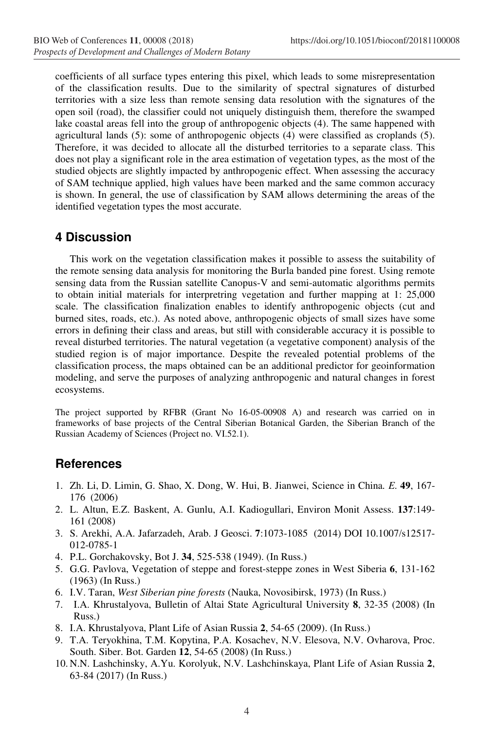coefficients of all surface types entering this pixel, which leads to some misrepresentation of the classification results. Due to the similarity of spectral signatures of disturbed territories with a size less than remote sensing data resolution with the signatures of the open soil (road), the classifier could not uniquely distinguish them, therefore the swamped lake coastal areas fell into the group of anthropogenic objects (4). The same happened with agricultural lands (5): some of anthropogenic objects (4) were classified as croplands (5). Therefore, it was decided to allocate all the disturbed territories to a separate class. This does not play a significant role in the area estimation of vegetation types, as the most of the studied objects are slightly impacted by anthropogenic effect. When assessing the accuracy of SAM technique applied, high values have been marked and the same common accuracy is shown. In general, the use of classification by SAM allows determining the areas of the identified vegetation types the most accurate.

## 4 Discussion

This work on the vegetation classification makes it possible to assess the suitability of the remote sensing data analysis for monitoring the Burla banded pine forest. Using remote sensing data from the Russian satellite Canopus-V and semi-automatic algorithms permits to obtain initial materials for interpretring vegetation and further mapping at 1: 25,000 scale. The classification finalization enables to identify anthropogenic objects (cut and burned sites, roads, etc.). As noted above, anthropogenic objects of small sizes have some errors in defining their class and areas, but still with considerable accuracy it is possible to reveal disturbed territories. The natural vegetation (a vegetative component) analysis of the studied region is of major importance. Despite the revealed potential problems of the classification process, the maps obtained can be an additional predictor for geoinformation modeling, and serve the purposes of analyzing anthropogenic and natural changes in forest ecosystems.

The project supported by RFBR (Grant No 16-05-00908 A) and research was carried on in frameworks of base projects of the Central Siberian Botanical Garden, the Siberian Branch of the Russian Academy of Sciences (Project no. VI.52.1).

## References

1. Zh. Li, D. Limin, G. Shao, X. Dong, W. Hui, B. Jianwei, Science in China. *E.* **49**, 167-176 (2006)
2. L. Altun, E.Z. Baskent, A. Gunlu, A.I. Kadiogullari, Environ Monit Assess. **137**:149-161 (2008)
3. S. Arekhi, A.A. Jafarzadeh, Arab. J Geosci. **7**:1073-1085 (2014) DOI 10.1007/s12517-012-0785-1
4. P.L. Gorchakovsky, Bot J. **34**, 525-538 (1949). (In Russ.)
5. G.G. Pavlova, Vegetation of steppe and forest-steppe zones in West Siberia **6**, 131-162 (1963) (In Russ.)
6. I.V. Taran, *West Siberian pine forests* (Nauka, Novosibirsk, 1973) (In Russ.)
7. I.A. Khrustalyova, Bulletin of Altai State Agricultural University **8**, 32-35 (2008) (In Russ.)
8. I.A. Khrustalyova, Plant Life of Asian Russia **2**, 54-65 (2009). (In Russ.)
9. T.A. Teryokhina, T.M. Kopytina, P.A. Kosachev, N.V. Elesova, N.V. Ovharova, Proc. South. Siber. Bot. Garden **12**, 54-65 (2008) (In Russ.)
10. N.N. Lashchinsky, A.Yu. Korolyuk, N.V. Lashchinskaya, Plant Life of Asian Russia **2**, 63-84 (2017) (In Russ.)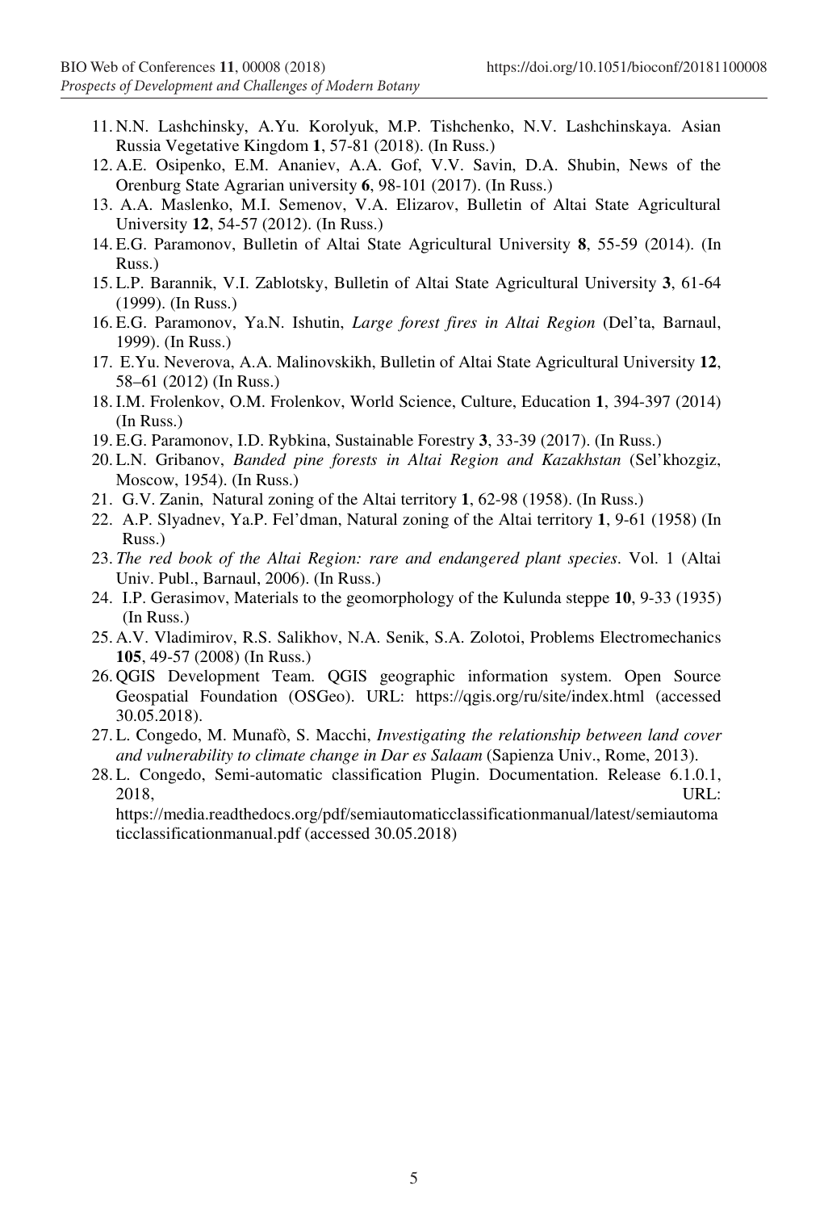11. N.N. Lashchinsky, A.Yu. Korolyuk, M.P. Tishchenko, N.V. Lashchinskaya. Asian Russia Vegetative Kingdom **1**, 57-81 (2018). (In Russ.)
12. A.E. Osipenko, E.M. Ananiev, A.A. Gof, V.V. Savin, D.A. Shubin, News of the Orenburg State Agrarian university **6**, 98-101 (2017). (In Russ.)
13. A.A. Maslenko, M.I. Semenov, V.A. Elizarov, Bulletin of Altai State Agricultural University **12**, 54-57 (2012). (In Russ.)
14. E.G. Paramonov, Bulletin of Altai State Agricultural University **8**, 55-59 (2014). (In Russ.)
15. L.P. Barannik, V.I. Zablotsky, Bulletin of Altai State Agricultural University **3**, 61-64 (1999). (In Russ.)
16. E.G. Paramonov, Ya.N. Ishutin, *Large forest fires in Altai Region* (Del'ta, Barnaul, 1999). (In Russ.)
17. E.Yu. Neverova, A.A. Malinovskikh, Bulletin of Altai State Agricultural University **12**, 58–61 (2012) (In Russ.)
18. I.M. Frolenkov, O.M. Frolenkov, World Science, Culture, Education **1**, 394-397 (2014) (In Russ.)
19. E.G. Paramonov, I.D. Rybkina, Sustainable Forestry **3**, 33-39 (2017). (In Russ.)
20. L.N. Gribanov, *Banded pine forests in Altai Region and Kazakhstan* (Sel'khozgiz, Moscow, 1954). (In Russ.)
21. G.V. Zanin, Natural zoning of the Altai territory **1**, 62-98 (1958). (In Russ.)
22. A.P. Slyadnev, Ya.P. Fel'dman, Natural zoning of the Altai territory **1**, 9-61 (1958) (In Russ.)
23. *The red book of the Altai Region: rare and endangered plant species*. Vol. 1 (Altai Univ. Publ., Barnaul, 2006). (In Russ.)
24. I.P. Gerasimov, Materials to the geomorphology of the Kulunda steppe **10**, 9-33 (1935) (In Russ.)
25. A.V. Vladimirov, R.S. Salikhov, N.A. Senik, S.A. Zolotoi, Problems Electromechanics **105**, 49-57 (2008) (In Russ.)
26. QGIS Development Team. QGIS geographic information system. Open Source Geospatial Foundation (OSGeo). URL: https://qgis.org/ru/site/index.html (accessed 30.05.2018).
27. L. Congedo, M. Munafò, S. Macchi, *Investigating the relationship between land cover and vulnerability to climate change in Dar es Salaam* (Sapienza Univ., Rome, 2013).
28. L. Congedo, Semi-automatic classification Plugin. Documentation. Release 6.1.0.1, 2018, URL: https://media.readthedocs.org/pdf/semiautomaticclassificationmanual/latest/semiautomaticclassificationmanual.pdf (accessed 30.05.2018)